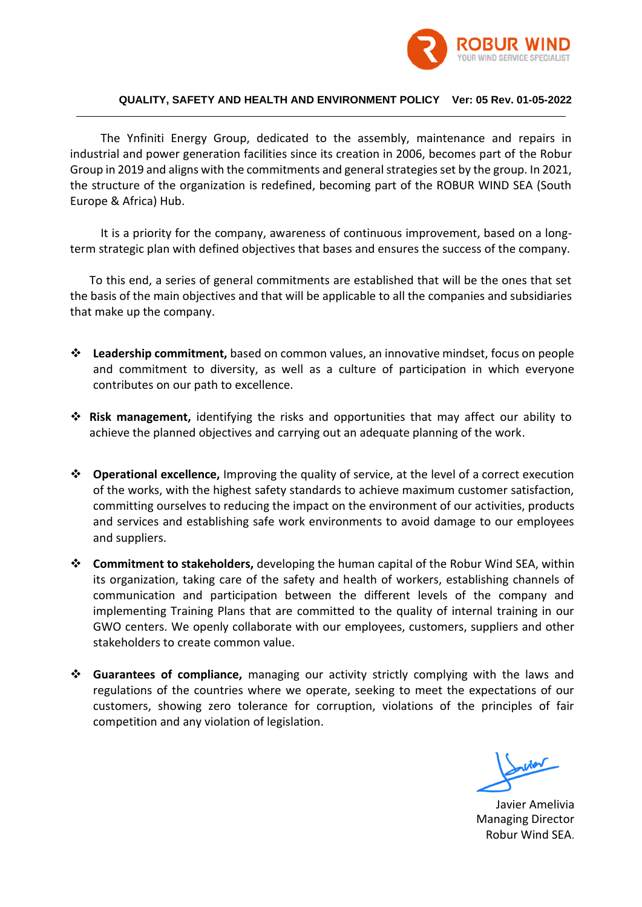## QUALITY, SAFETY AND HEALTH AND ENVIRONMENT POLICY Ver: 05 Rev. 01-05-2022

The Ynfiniti Energy Group, dedicated to the assembly, maintenance and repairs in industrial and power generation facilities since its creation in 2006, becomes part of the Robur Group in 2019 and aligns with the commitments and general strategies set by the group. In 2021, the structure of the organization is redefined, becoming part of the ROBUR WIND SEA (South Europe & Africa) Hub.

It is a priority for the company, awareness of continuous improvement, based on a long-term strategic plan with defined objectives that bases and ensures the success of the company.

To this end, a series of general commitments are established that will be the ones that set the basis of the main objectives and that will be applicable to all the companies and subsidiaries that make up the company.

- **Leadership commitment,** based on common values, an innovative mindset, focus on people and commitment to diversity, as well as a culture of participation in which everyone contributes on our path to excellence.

- **Risk management,** identifying the risks and opportunities that may affect our ability to achieve the planned objectives and carrying out an adequate planning of the work.

- **Operational excellence,** Improving the quality of service, at the level of a correct execution of the works, with the highest safety standards to achieve maximum customer satisfaction, committing ourselves to reducing the impact on the environment of our activities, products and services and establishing safe work environments to avoid damage to our employees and suppliers.

- **Commitment to stakeholders,** developing the human capital of the Robur Wind SEA, within its organization, taking care of the safety and health of workers, establishing channels of communication and participation between the different levels of the company and implementing Training Plans that are committed to the quality of internal training in our GWO centers. We openly collaborate with our employees, customers, suppliers and other stakeholders to create common value.

- **Guarantees of compliance,** managing our activity strictly complying with the laws and regulations of the countries where we operate, seeking to meet the expectations of our customers, showing zero tolerance for corruption, violations of the principles of fair competition and any violation of legislation.

Javier Amelivia
Managing Director
Robur Wind SEA.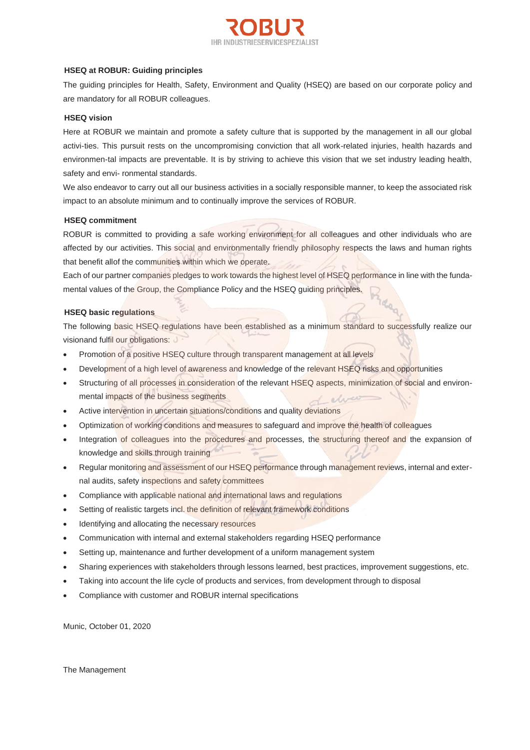**HSEQ at ROBUR: Guiding principles**

The guiding principles for Health, Safety, Environment and Quality (HSEQ) are based on our corporate policy and are mandatory for all ROBUR colleagues.

**HSEQ vision**

Here at ROBUR we maintain and promote a safety culture that is supported by the management in all our global activi-ties. This pursuit rests on the uncompromising conviction that all work-related injuries, health hazards and environmen-tal impacts are preventable. It is by striving to achieve this vision that we set industry leading health, safety and envi- ronmental standards.

We also endeavor to carry out all our business activities in a socially responsible manner, to keep the associated risk impact to an absolute minimum and to continually improve the services of ROBUR.

**HSEQ commitment**

ROBUR is committed to providing a safe working environment for all colleagues and other individuals who are affected by our activities. This social and environmentally friendly philosophy respects the laws and human rights that benefit allof the communities within which we operate.

Each of our partner companies pledges to work towards the highest level of HSEQ performance in line with the funda-mental values of the Group, the Compliance Policy and the HSEQ guiding principles.

**HSEQ basic regulations**

The following basic HSEQ regulations have been established as a minimum standard to successfully realize our visionand fulfil our obligations:

- Promotion of a positive HSEQ culture through transparent management at all levels
- Development of a high level of awareness and knowledge of the relevant HSEQ risks and opportunities
- Structuring of all processes in consideration of the relevant HSEQ aspects, minimization of social and environ-mental impacts of the business segments
- Active intervention in uncertain situations/conditions and quality deviations
- Optimization of working conditions and measures to safeguard and improve the health of colleagues
- Integration of colleagues into the procedures and processes, the structuring thereof and the expansion of knowledge and skills through training
- Regular monitoring and assessment of our HSEQ performance through management reviews, internal and exter-nal audits, safety inspections and safety committees
- Compliance with applicable national and international laws and regulations
- Setting of realistic targets incl. the definition of relevant framework conditions
- Identifying and allocating the necessary resources
- Communication with internal and external stakeholders regarding HSEQ performance
- Setting up, maintenance and further development of a uniform management system
- Sharing experiences with stakeholders through lessons learned, best practices, improvement suggestions, etc.
- Taking into account the life cycle of products and services, from development through to disposal
- Compliance with customer and ROBUR internal specifications

Munic, October 01, 2020

The Management